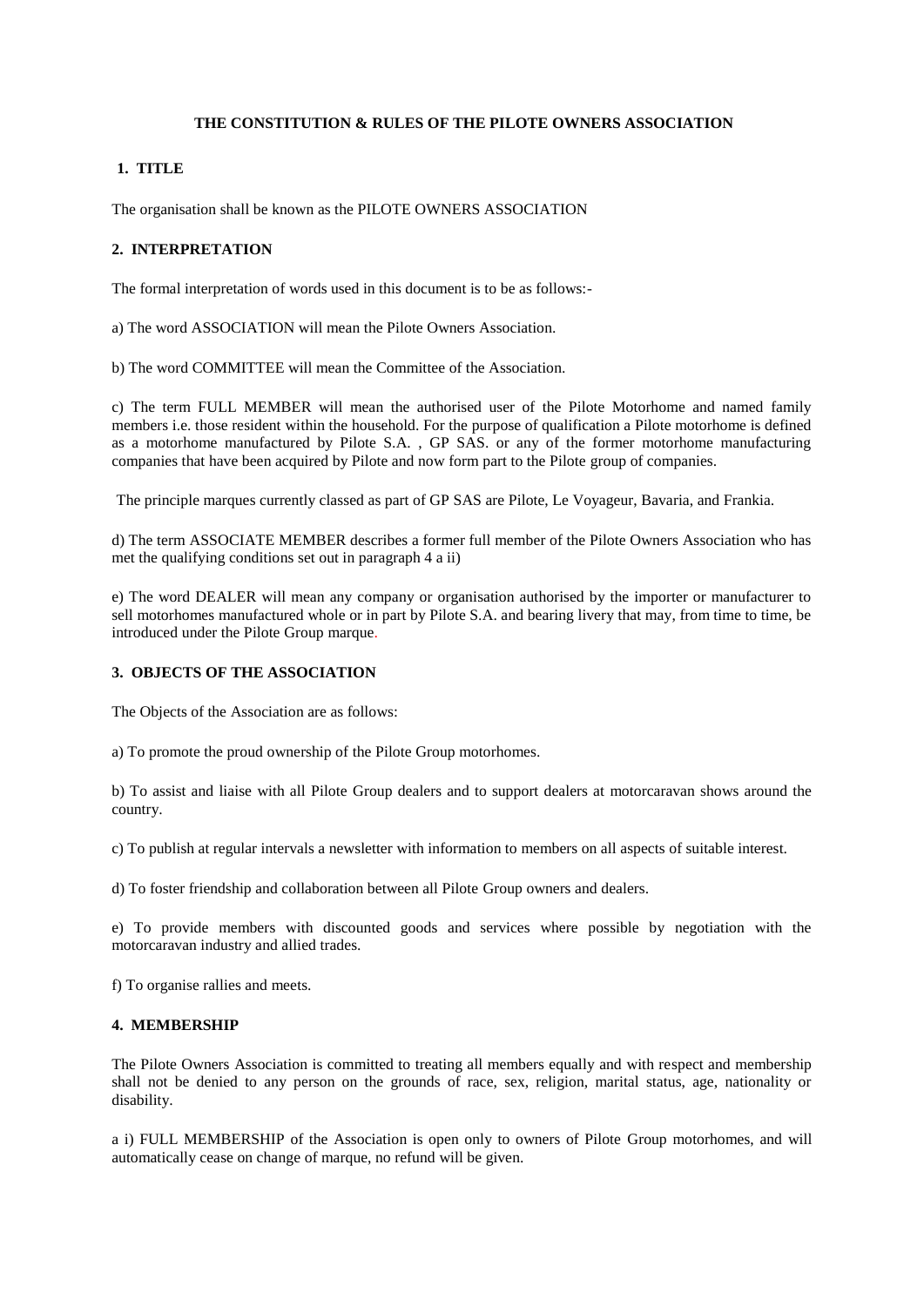# THE CONSTITUTION & RULES OF THE PILOTE OWNERS ASSOCIATION

## 1. TITLE

The organisation shall be known as the PILOTE OWNERS ASSOCIATION

## 2. INTERPRETATION

The formal interpretation of words used in this document is to be as follows:-

a) The word ASSOCIATION will mean the Pilote Owners Association.

b) The word COMMITTEE will mean the Committee of the Association.

c) The term FULL MEMBER will mean the authorised user of the Pilote Motorhome and named family members i.e. those resident within the household. For the purpose of qualification a Pilote motorhome is defined as a motorhome manufactured by Pilote S.A. , GP SAS. or any of the former motorhome manufacturing companies that have been acquired by Pilote and now form part to the Pilote group of companies.

The principle marques currently classed as part of GP SAS are Pilote, Le Voyageur, Bavaria, and Frankia.

d) The term ASSOCIATE MEMBER describes a former full member of the Pilote Owners Association who has met the qualifying conditions set out in paragraph 4 a ii)

e) The word DEALER will mean any company or organisation authorised by the importer or manufacturer to sell motorhomes manufactured whole or in part by Pilote S.A. and bearing livery that may, from time to time, be introduced under the Pilote Group marque.

## 3. OBJECTS OF THE ASSOCIATION

The Objects of the Association are as follows:

a) To promote the proud ownership of the Pilote Group motorhomes.

b) To assist and liaise with all Pilote Group dealers and to support dealers at motorcaravan shows around the country.

c) To publish at regular intervals a newsletter with information to members on all aspects of suitable interest.

d) To foster friendship and collaboration between all Pilote Group owners and dealers.

e) To provide members with discounted goods and services where possible by negotiation with the motorcaravan industry and allied trades.

f) To organise rallies and meets.

## 4. MEMBERSHIP

The Pilote Owners Association is committed to treating all members equally and with respect and membership shall not be denied to any person on the grounds of race, sex, religion, marital status, age, nationality or disability.

a i) FULL MEMBERSHIP of the Association is open only to owners of Pilote Group motorhomes, and will automatically cease on change of marque, no refund will be given.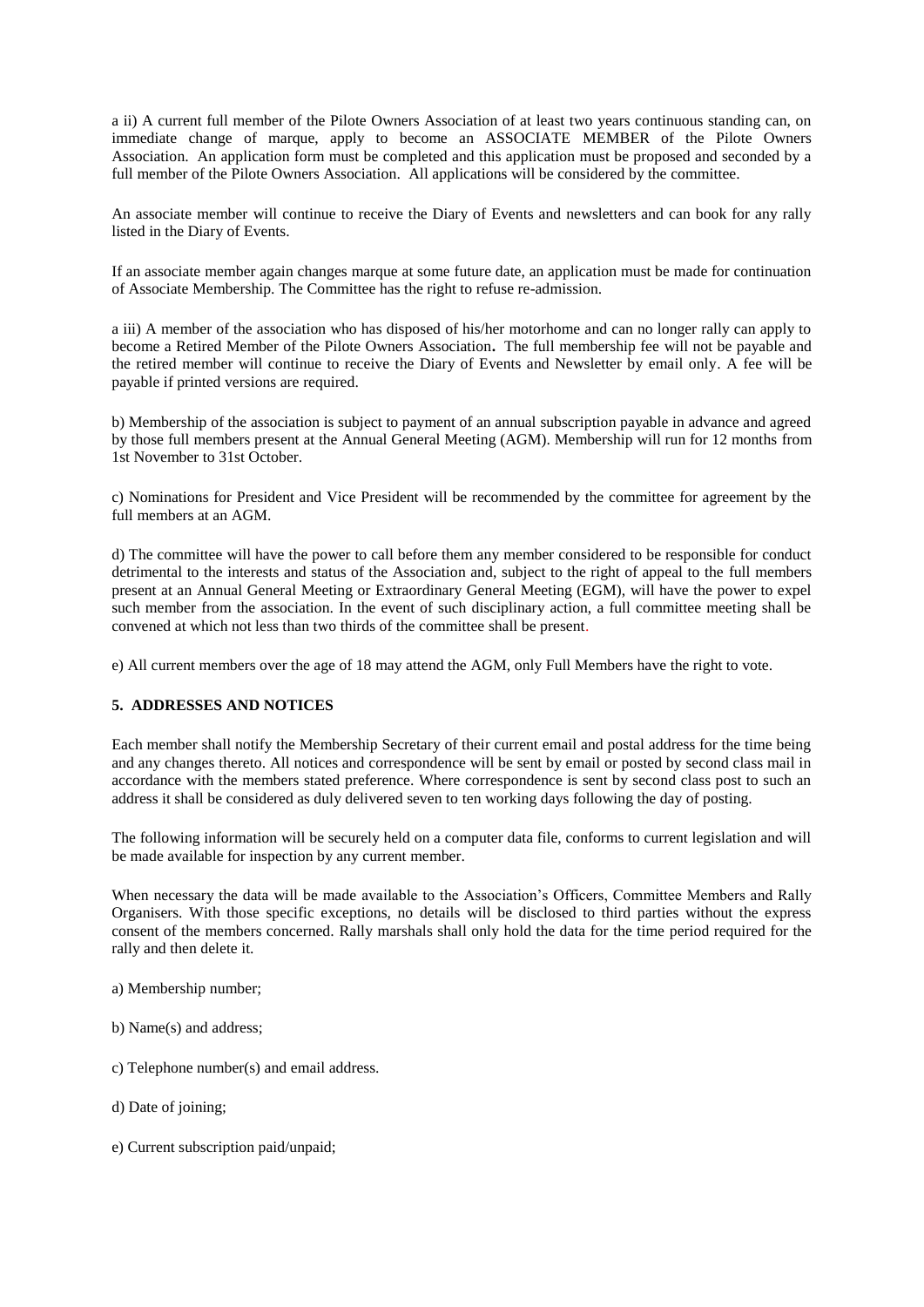a ii) A current full member of the Pilote Owners Association of at least two years continuous standing can, on immediate change of marque, apply to become an ASSOCIATE MEMBER of the Pilote Owners Association. An application form must be completed and this application must be proposed and seconded by a full member of the Pilote Owners Association. All applications will be considered by the committee.

An associate member will continue to receive the Diary of Events and newsletters and can book for any rally listed in the Diary of Events.

If an associate member again changes marque at some future date, an application must be made for continuation of Associate Membership. The Committee has the right to refuse re-admission.

a iii) A member of the association who has disposed of his/her motorhome and can no longer rally can apply to become a Retired Member of the Pilote Owners Association**.** The full membership fee will not be payable and the retired member will continue to receive the Diary of Events and Newsletter by email only. A fee will be payable if printed versions are required.

b) Membership of the association is subject to payment of an annual subscription payable in advance and agreed by those full members present at the Annual General Meeting (AGM). Membership will run for 12 months from 1st November to 31st October.

c) Nominations for President and Vice President will be recommended by the committee for agreement by the full members at an AGM.

d) The committee will have the power to call before them any member considered to be responsible for conduct detrimental to the interests and status of the Association and, subject to the right of appeal to the full members present at an Annual General Meeting or Extraordinary General Meeting (EGM), will have the power to expel such member from the association. In the event of such disciplinary action, a full committee meeting shall be convened at which not less than two thirds of the committee shall be present.

e) All current members over the age of 18 may attend the AGM, only Full Members have the right to vote.

### 5. ADDRESSES AND NOTICES

Each member shall notify the Membership Secretary of their current email and postal address for the time being and any changes thereto. All notices and correspondence will be sent by email or posted by second class mail in accordance with the members stated preference. Where correspondence is sent by second class post to such an address it shall be considered as duly delivered seven to ten working days following the day of posting.

The following information will be securely held on a computer data file, conforms to current legislation and will be made available for inspection by any current member.

When necessary the data will be made available to the Association's Officers, Committee Members and Rally Organisers. With those specific exceptions, no details will be disclosed to third parties without the express consent of the members concerned. Rally marshals shall only hold the data for the time period required for the rally and then delete it.

a) Membership number;

b) Name(s) and address;

c) Telephone number(s) and email address.

d) Date of joining;

e) Current subscription paid/unpaid;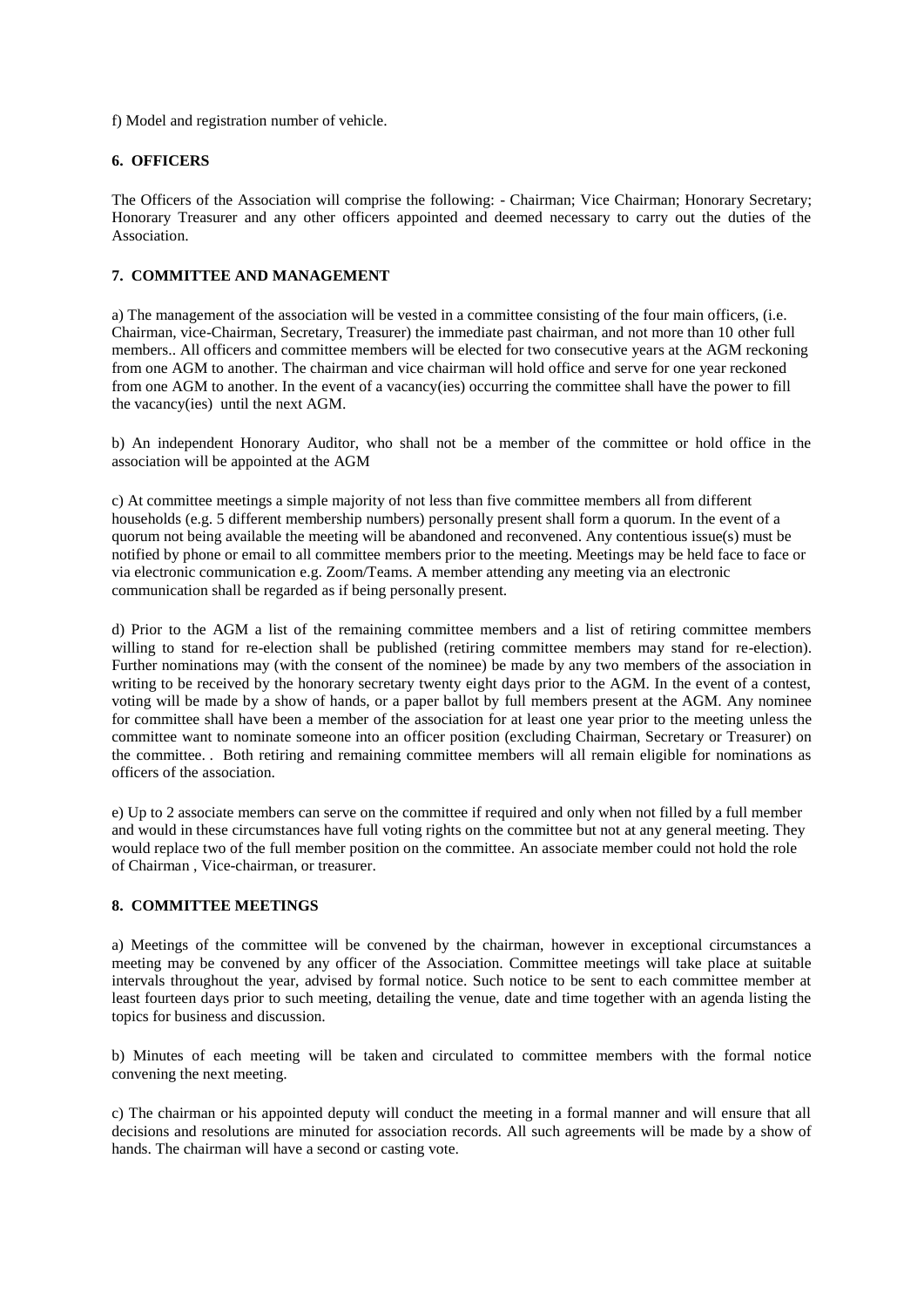f) Model and registration number of vehicle.

## 6. OFFICERS

The Officers of the Association will comprise the following: - Chairman; Vice Chairman; Honorary Secretary; Honorary Treasurer and any other officers appointed and deemed necessary to carry out the duties of the Association.

## 7. COMMITTEE AND MANAGEMENT

a) The management of the association will be vested in a committee consisting of the four main officers, (i.e. Chairman, vice-Chairman, Secretary, Treasurer) the immediate past chairman, and not more than 10 other full members.. All officers and committee members will be elected for two consecutive years at the AGM reckoning from one AGM to another. The chairman and vice chairman will hold office and serve for one year reckoned from one AGM to another. In the event of a vacancy(ies) occurring the committee shall have the power to fill the vacancy(ies) until the next AGM.

b) An independent Honorary Auditor, who shall not be a member of the committee or hold office in the association will be appointed at the AGM

c) At committee meetings a simple majority of not less than five committee members all from different households (e.g. 5 different membership numbers) personally present shall form a quorum. In the event of a quorum not being available the meeting will be abandoned and reconvened. Any contentious issue(s) must be notified by phone or email to all committee members prior to the meeting. Meetings may be held face to face or via electronic communication e.g. Zoom/Teams. A member attending any meeting via an electronic communication shall be regarded as if being personally present.

d) Prior to the AGM a list of the remaining committee members and a list of retiring committee members willing to stand for re-election shall be published (retiring committee members may stand for re-election). Further nominations may (with the consent of the nominee) be made by any two members of the association in writing to be received by the honorary secretary twenty eight days prior to the AGM. In the event of a contest, voting will be made by a show of hands, or a paper ballot by full members present at the AGM. Any nominee for committee shall have been a member of the association for at least one year prior to the meeting unless the committee want to nominate someone into an officer position (excluding Chairman, Secretary or Treasurer) on the committee. . Both retiring and remaining committee members will all remain eligible for nominations as officers of the association.

e) Up to 2 associate members can serve on the committee if required and only when not filled by a full member and would in these circumstances have full voting rights on the committee but not at any general meeting. They would replace two of the full member position on the committee. An associate member could not hold the role of Chairman , Vice-chairman, or treasurer.

## 8. COMMITTEE MEETINGS

a) Meetings of the committee will be convened by the chairman, however in exceptional circumstances a meeting may be convened by any officer of the Association. Committee meetings will take place at suitable intervals throughout the year, advised by formal notice. Such notice to be sent to each committee member at least fourteen days prior to such meeting, detailing the venue, date and time together with an agenda listing the topics for business and discussion.

b) Minutes of each meeting will be taken and circulated to committee members with the formal notice convening the next meeting.

c) The chairman or his appointed deputy will conduct the meeting in a formal manner and will ensure that all decisions and resolutions are minuted for association records. All such agreements will be made by a show of hands. The chairman will have a second or casting vote.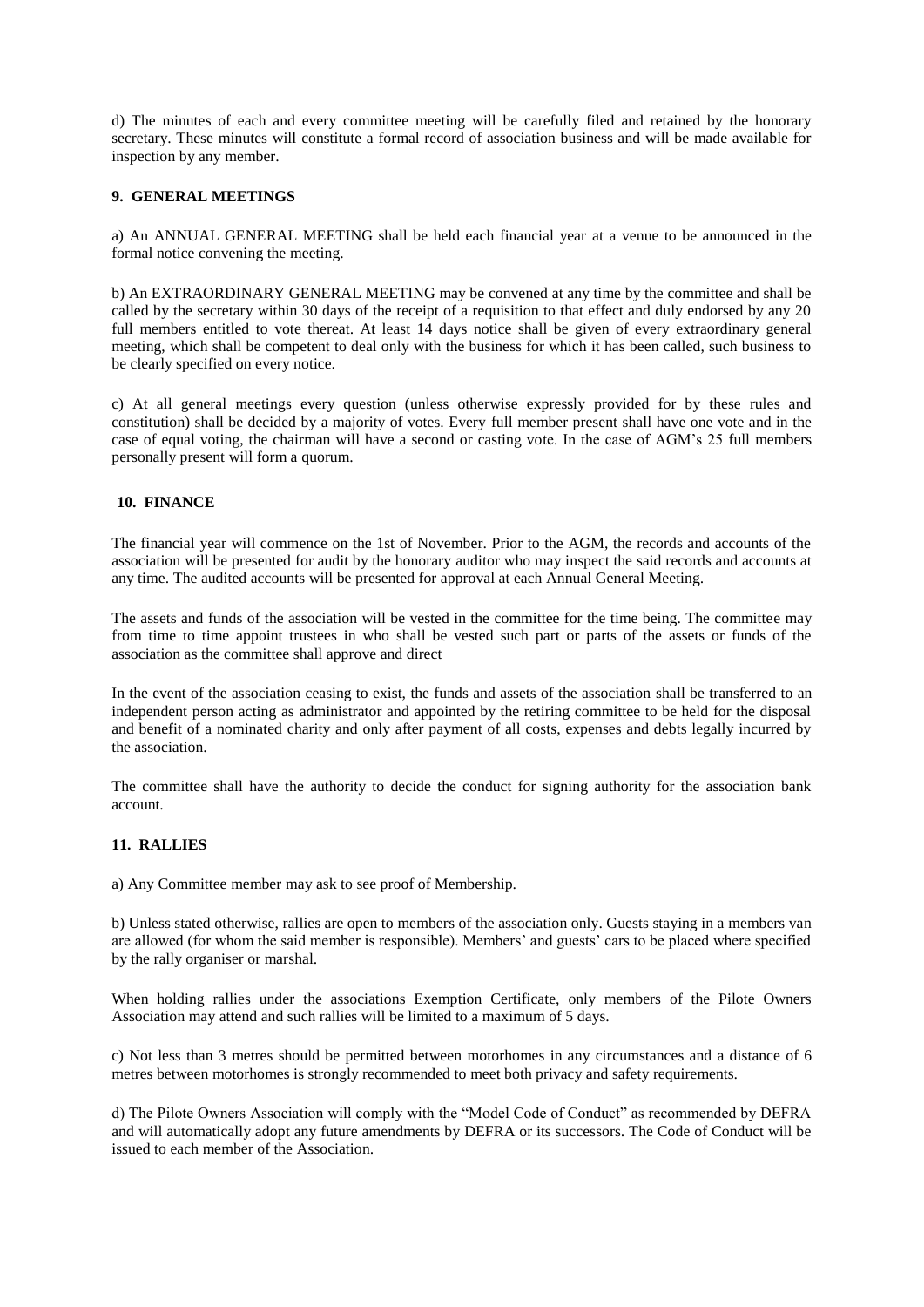d) The minutes of each and every committee meeting will be carefully filed and retained by the honorary secretary. These minutes will constitute a formal record of association business and will be made available for inspection by any member.

**9. GENERAL MEETINGS**

a) An ANNUAL GENERAL MEETING shall be held each financial year at a venue to be announced in the formal notice convening the meeting.

b) An EXTRAORDINARY GENERAL MEETING may be convened at any time by the committee and shall be called by the secretary within 30 days of the receipt of a requisition to that effect and duly endorsed by any 20 full members entitled to vote thereat. At least 14 days notice shall be given of every extraordinary general meeting, which shall be competent to deal only with the business for which it has been called, such business to be clearly specified on every notice.

c) At all general meetings every question (unless otherwise expressly provided for by these rules and constitution) shall be decided by a majority of votes. Every full member present shall have one vote and in the case of equal voting, the chairman will have a second or casting vote. In the case of AGM's 25 full members personally present will form a quorum.

**10. FINANCE**

The financial year will commence on the 1st of November. Prior to the AGM, the records and accounts of the association will be presented for audit by the honorary auditor who may inspect the said records and accounts at any time. The audited accounts will be presented for approval at each Annual General Meeting.

The assets and funds of the association will be vested in the committee for the time being. The committee may from time to time appoint trustees in who shall be vested such part or parts of the assets or funds of the association as the committee shall approve and direct

In the event of the association ceasing to exist, the funds and assets of the association shall be transferred to an independent person acting as administrator and appointed by the retiring committee to be held for the disposal and benefit of a nominated charity and only after payment of all costs, expenses and debts legally incurred by the association.

The committee shall have the authority to decide the conduct for signing authority for the association bank account.

**11. RALLIES**

a) Any Committee member may ask to see proof of Membership.

b) Unless stated otherwise, rallies are open to members of the association only. Guests staying in a members van are allowed (for whom the said member is responsible). Members' and guests' cars to be placed where specified by the rally organiser or marshal.

When holding rallies under the associations Exemption Certificate, only members of the Pilote Owners Association may attend and such rallies will be limited to a maximum of 5 days.

c) Not less than 3 metres should be permitted between motorhomes in any circumstances and a distance of 6 metres between motorhomes is strongly recommended to meet both privacy and safety requirements.

d) The Pilote Owners Association will comply with the "Model Code of Conduct" as recommended by DEFRA and will automatically adopt any future amendments by DEFRA or its successors. The Code of Conduct will be issued to each member of the Association.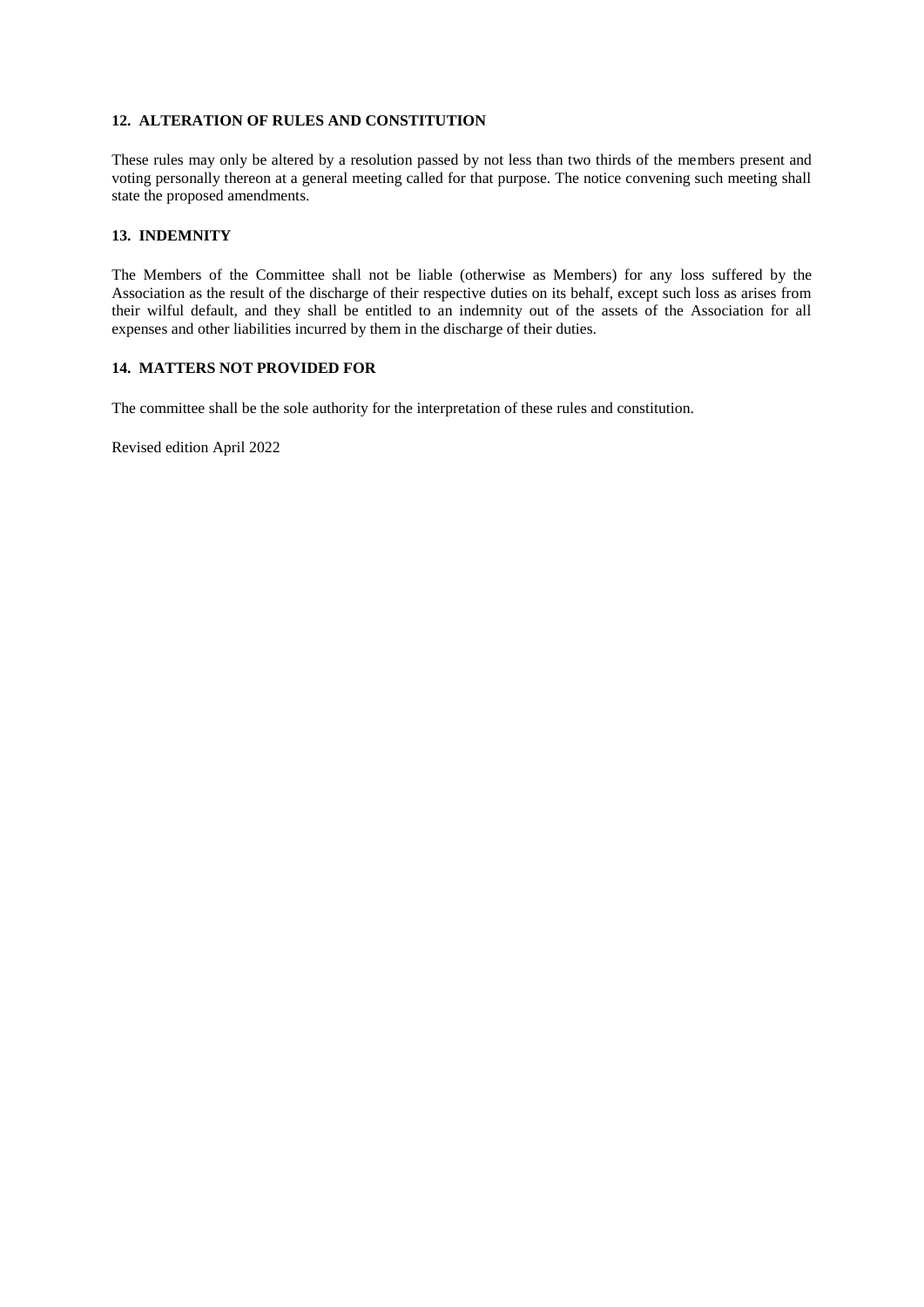### 12. ALTERATION OF RULES AND CONSTITUTION

These rules may only be altered by a resolution passed by not less than two thirds of the members present and voting personally thereon at a general meeting called for that purpose. The notice convening such meeting shall state the proposed amendments.

### 13. INDEMNITY

The Members of the Committee shall not be liable (otherwise as Members) for any loss suffered by the Association as the result of the discharge of their respective duties on its behalf, except such loss as arises from their wilful default, and they shall be entitled to an indemnity out of the assets of the Association for all expenses and other liabilities incurred by them in the discharge of their duties.

### 14. MATTERS NOT PROVIDED FOR

The committee shall be the sole authority for the interpretation of these rules and constitution.

Revised edition April 2022